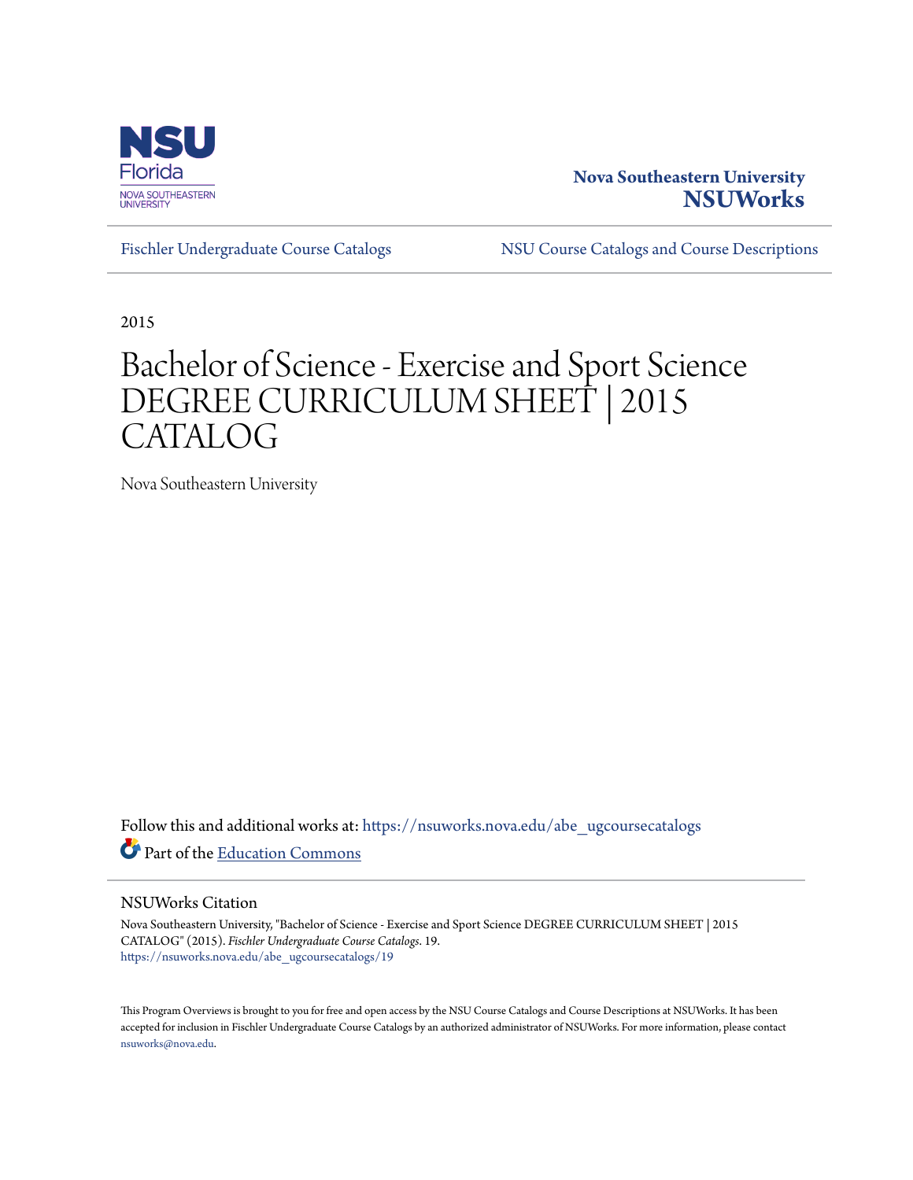Nova Southeastern University
**NSUWorks**

Fischler Undergraduate Course Catalogs | NSU Course Catalogs and Course Descriptions

2015

# Bachelor of Science - Exercise and Sport Science DEGREE CURRICULUM SHEET | 2015 CATALOG

Nova Southeastern University

Follow this and additional works at: https://nsuworks.nova.edu/abe_ugcoursecatalogs

Part of the Education Commons

## NSUWorks Citation

Nova Southeastern University, "Bachelor of Science - Exercise and Sport Science DEGREE CURRICULUM SHEET | 2015 CATALOG" (2015). *Fischler Undergraduate Course Catalogs*. 19.
https://nsuworks.nova.edu/abe_ugcoursecatalogs/19

This Program Overviews is brought to you for free and open access by the NSU Course Catalogs and Course Descriptions at NSUWorks. It has been accepted for inclusion in Fischler Undergraduate Course Catalogs by an authorized administrator of NSUWorks. For more information, please contact nsuworks@nova.edu.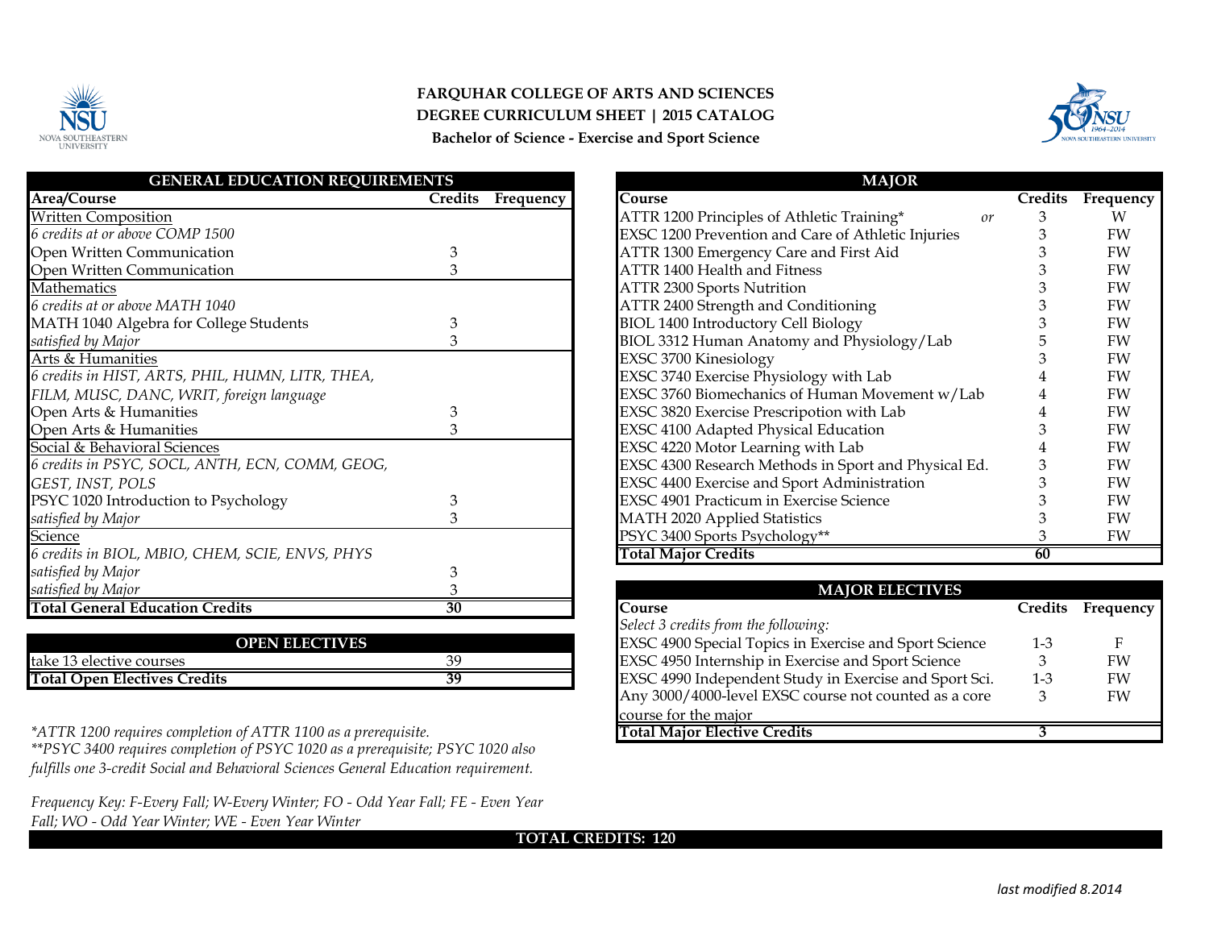**FARQUHAR COLLEGE OF ARTS AND SCIENCES**
**DEGREE CURRICULUM SHEET | 2015 CATALOG**
**Bachelor of Science - Exercise and Sport Science**

| GENERAL EDUCATION REQUIREMENTS | | |
|---|---|---|
| **Area/Course** | **Credits** | **Frequency** |
| Written Composition | | |
| *6 credits at or above COMP 1500* | | |
| Open Written Communication | 3 | |
| Open Written Communication | 3 | |
| Mathematics | | |
| *6 credits at or above MATH 1040* | | |
| MATH 1040 Algebra for College Students | 3 | |
| *satisfied by Major* | 3 | |
| Arts & Humanities | | |
| *6 credits in HIST, ARTS, PHIL, HUMN, LITR, THEA, FILM, MUSC, DANC, WRIT, foreign language* | | |
| Open Arts & Humanities | 3 | |
| Open Arts & Humanities | 3 | |
| Social & Behavioral Sciences | | |
| *6 credits in PSYC, SOCL, ANTH, ECN, COMM, GEOG, GEST, INST, POLS* | | |
| PSYC 1020 Introduction to Psychology | 3 | |
| *satisfied by Major* | 3 | |
| Science | | |
| *6 credits in BIOL, MBIO, CHEM, SCIE, ENVS, PHYS* | | |
| *satisfied by Major* | 3 | |
| *satisfied by Major* | 3 | |
| **Total General Education Credits** | **30** | |

| OPEN ELECTIVES | |
|---|---|
| take 13 elective courses | 39 |
| **Total Open Electives Credits** | **39** |

*\*ATTR 1200 requires completion of ATTR 1100 as a prerequisite.*
*\*\*PSYC 3400 requires completion of PSYC 1020 as a prerequisite; PSYC 1020 also fulfills one 3-credit Social and Behavioral Sciences General Education requirement.*

*Frequency Key: F-Every Fall; W-Every Winter; FO - Odd Year Fall; FE - Even Year Fall; WO - Odd Year Winter; WE - Even Year Winter*

| MAJOR | | |
|---|---|---|
| **Course** | **Credits** | **Frequency** |
| ATTR 1200 Principles of Athletic Training* *or* | 3 | W |
| EXSC 1200 Prevention and Care of Athletic Injuries | 3 | FW |
| ATTR 1300 Emergency Care and First Aid | 3 | FW |
| ATTR 1400 Health and Fitness | 3 | FW |
| ATTR 2300 Sports Nutrition | 3 | FW |
| ATTR 2400 Strength and Conditioning | 3 | FW |
| BIOL 1400 Introductory Cell Biology | 3 | FW |
| BIOL 3312 Human Anatomy and Physiology/Lab | 5 | FW |
| EXSC 3700 Kinesiology | 3 | FW |
| EXSC 3740 Exercise Physiology with Lab | 4 | FW |
| EXSC 3760 Biomechanics of Human Movement w/Lab | 4 | FW |
| EXSC 3820 Exercise Prescripotion with Lab | 4 | FW |
| EXSC 4100 Adapted Physical Education | 3 | FW |
| EXSC 4220 Motor Learning with Lab | 4 | FW |
| EXSC 4300 Research Methods in Sport and Physical Ed. | 3 | FW |
| EXSC 4400 Exercise and Sport Administration | 3 | FW |
| EXSC 4901 Practicum in Exercise Science | 3 | FW |
| MATH 2020 Applied Statistics | 3 | FW |
| PSYC 3400 Sports Psychology** | 3 | FW |
| **Total Major Credits** | **60** | |

| MAJOR ELECTIVES | | |
|---|---|---|
| **Course** | **Credits** | **Frequency** |
| *Select 3 credits from the following:* | | |
| EXSC 4900 Special Topics in Exercise and Sport Science | 1-3 | F |
| EXSC 4950 Internship in Exercise and Sport Science | 3 | FW |
| EXSC 4990 Independent Study in Exercise and Sport Sci. | 1-3 | FW |
| Any 3000/4000-level EXSC course not counted as a core course for the major | 3 | FW |
| **Total Major Elective Credits** | **3** | |

**TOTAL CREDITS: 120**

*last modified 8.2014*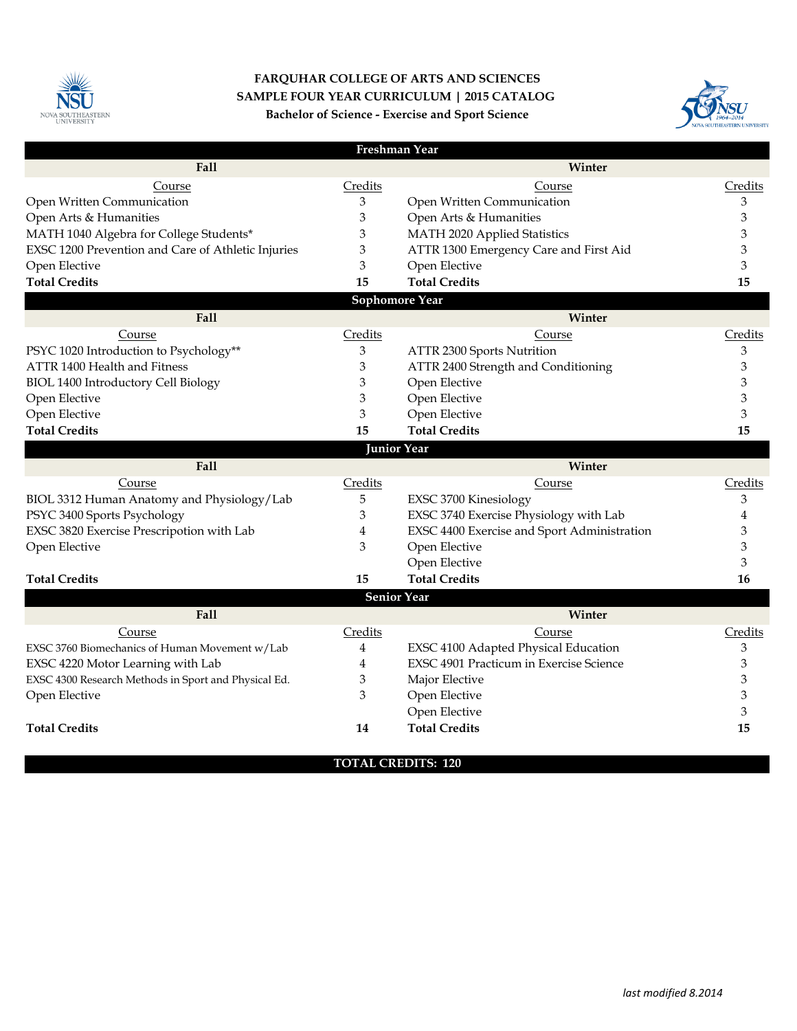**FARQUHAR COLLEGE OF ARTS AND SCIENCES**
**SAMPLE FOUR YEAR CURRICULUM | 2015 CATALOG**
**Bachelor of Science - Exercise and Sport Science**

## Freshman Year

| Fall Course | Credits | Winter Course | Credits |
|---|---|---|---|
| Open Written Communication | 3 | Open Written Communication | 3 |
| Open Arts & Humanities | 3 | Open Arts & Humanities | 3 |
| MATH 1040 Algebra for College Students* | 3 | MATH 2020 Applied Statistics | 3 |
| EXSC 1200 Prevention and Care of Athletic Injuries | 3 | ATTR 1300 Emergency Care and First Aid | 3 |
| Open Elective | 3 | Open Elective | 3 |
| **Total Credits** | **15** | **Total Credits** | **15** |

## Sophomore Year

| Fall Course | Credits | Winter Course | Credits |
|---|---|---|---|
| PSYC 1020 Introduction to Psychology** | 3 | ATTR 2300 Sports Nutrition | 3 |
| ATTR 1400 Health and Fitness | 3 | ATTR 2400 Strength and Conditioning | 3 |
| BIOL 1400 Introductory Cell Biology | 3 | Open Elective | 3 |
| Open Elective | 3 | Open Elective | 3 |
| Open Elective | 3 | Open Elective | 3 |
| **Total Credits** | **15** | **Total Credits** | **15** |

## Junior Year

| Fall Course | Credits | Winter Course | Credits |
|---|---|---|---|
| BIOL 3312 Human Anatomy and Physiology/Lab | 5 | EXSC 3700 Kinesiology | 3 |
| PSYC 3400 Sports Psychology | 3 | EXSC 3740 Exercise Physiology with Lab | 4 |
| EXSC 3820 Exercise Prescripotion with Lab | 4 | EXSC 4400 Exercise and Sport Administration | 3 |
| Open Elective | 3 | Open Elective | 3 |
| | | Open Elective | 3 |
| **Total Credits** | **15** | **Total Credits** | **16** |

## Senior Year

| Fall Course | Credits | Winter Course | Credits |
|---|---|---|---|
| EXSC 3760 Biomechanics of Human Movement w/Lab | 4 | EXSC 4100 Adapted Physical Education | 3 |
| EXSC 4220 Motor Learning with Lab | 4 | EXSC 4901 Practicum in Exercise Science | 3 |
| EXSC 4300 Research Methods in Sport and Physical Ed. | 3 | Major Elective | 3 |
| Open Elective | 3 | Open Elective | 3 |
| | | Open Elective | 3 |
| **Total Credits** | **14** | **Total Credits** | **15** |

**TOTAL CREDITS: 120**

*last modified 8.2014*